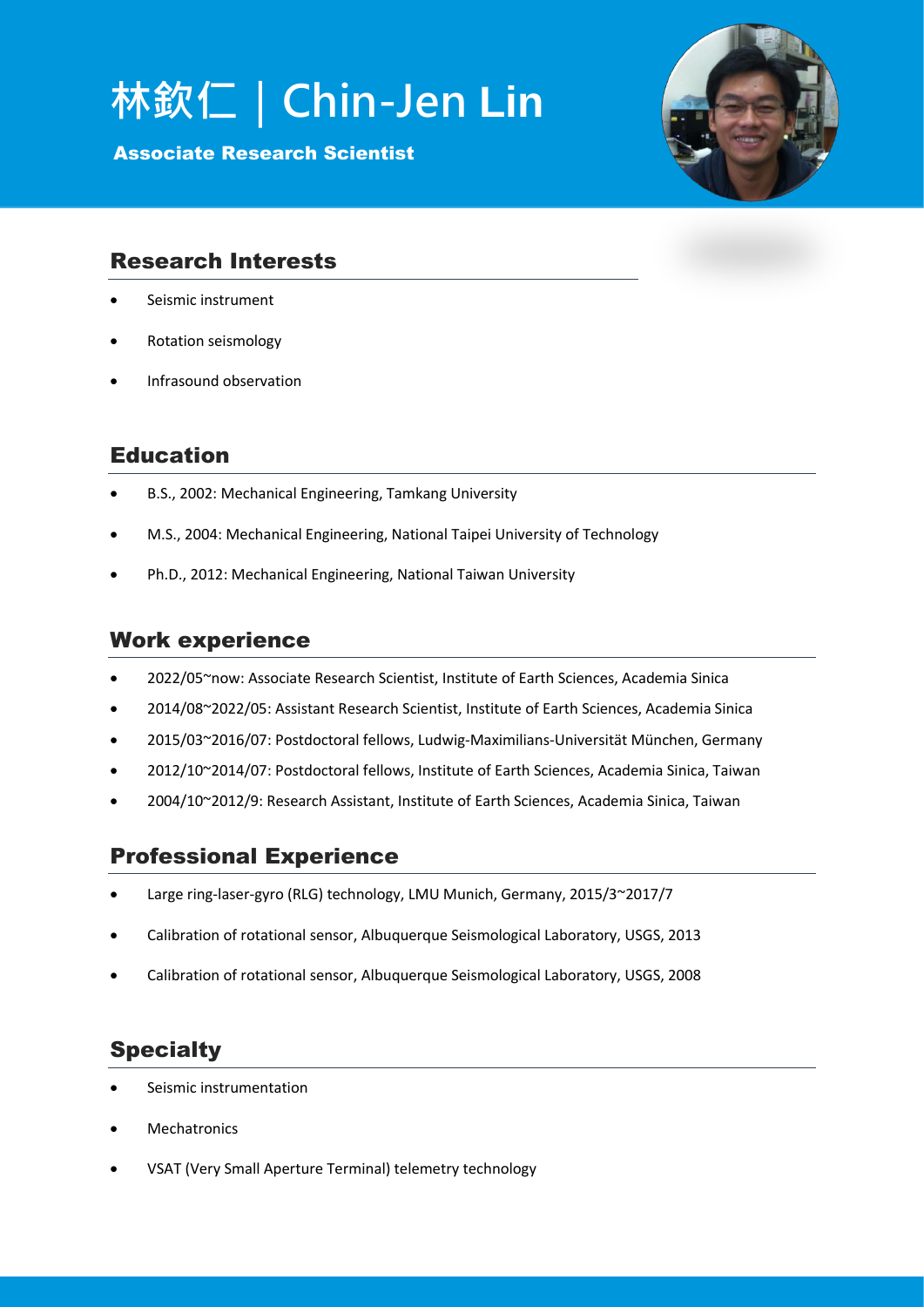# 林欽仁｜Chin-Jen Lin

**Associate Research Scientist**

## Research Interests

- Seismic instrument
- Rotation seismology
- Infrasound observation

## Education

- B.S., 2002: Mechanical Engineering, Tamkang University
- M.S., 2004: Mechanical Engineering, National Taipei University of Technology
- Ph.D., 2012: Mechanical Engineering, National Taiwan University

## Work experience

- 2022/05~now: Associate Research Scientist, Institute of Earth Sciences, Academia Sinica
- 2014/08~2022/05: Assistant Research Scientist, Institute of Earth Sciences, Academia Sinica
- 2015/03~2016/07: Postdoctoral fellows, Ludwig-Maximilians-Universität München, Germany
- 2012/10~2014/07: Postdoctoral fellows, Institute of Earth Sciences, Academia Sinica, Taiwan
- 2004/10~2012/9: Research Assistant, Institute of Earth Sciences, Academia Sinica, Taiwan

## Professional Experience

- Large ring-laser-gyro (RLG) technology, LMU Munich, Germany, 2015/3~2017/7
- Calibration of rotational sensor, Albuquerque Seismological Laboratory, USGS, 2013
- Calibration of rotational sensor, Albuquerque Seismological Laboratory, USGS, 2008

## Specialty

- Seismic instrumentation
- Mechatronics
- VSAT (Very Small Aperture Terminal) telemetry technology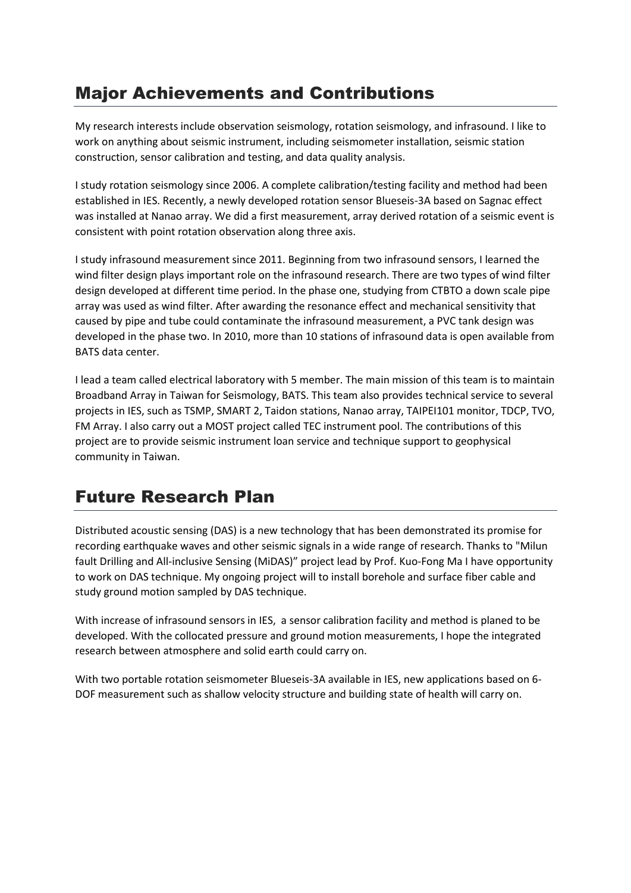## Major Achievements and Contributions

My research interests include observation seismology, rotation seismology, and infrasound. I like to work on anything about seismic instrument, including seismometer installation, seismic station construction, sensor calibration and testing, and data quality analysis.

I study rotation seismology since 2006. A complete calibration/testing facility and method had been established in IES. Recently, a newly developed rotation sensor Blueseis-3A based on Sagnac effect was installed at Nanao array. We did a first measurement, array derived rotation of a seismic event is consistent with point rotation observation along three axis.

I study infrasound measurement since 2011. Beginning from two infrasound sensors, I learned the wind filter design plays important role on the infrasound research. There are two types of wind filter design developed at different time period. In the phase one, studying from CTBTO a down scale pipe array was used as wind filter. After awarding the resonance effect and mechanical sensitivity that caused by pipe and tube could contaminate the infrasound measurement, a PVC tank design was developed in the phase two. In 2010, more than 10 stations of infrasound data is open available from BATS data center.

I lead a team called electrical laboratory with 5 member. The main mission of this team is to maintain Broadband Array in Taiwan for Seismology, BATS. This team also provides technical service to several projects in IES, such as TSMP, SMART 2, Taidon stations, Nanao array, TAIPEI101 monitor, TDCP, TVO, FM Array. I also carry out a MOST project called TEC instrument pool. The contributions of this project are to provide seismic instrument loan service and technique support to geophysical community in Taiwan.

## Future Research Plan

Distributed acoustic sensing (DAS) is a new technology that has been demonstrated its promise for recording earthquake waves and other seismic signals in a wide range of research. Thanks to "Milun fault Drilling and All-inclusive Sensing (MiDAS)" project lead by Prof. Kuo-Fong Ma I have opportunity to work on DAS technique. My ongoing project will to install borehole and surface fiber cable and study ground motion sampled by DAS technique.

With increase of infrasound sensors in IES, a sensor calibration facility and method is planed to be developed. With the collocated pressure and ground motion measurements, I hope the integrated research between atmosphere and solid earth could carry on.

With two portable rotation seismometer Blueseis-3A available in IES, new applications based on 6-DOF measurement such as shallow velocity structure and building state of health will carry on.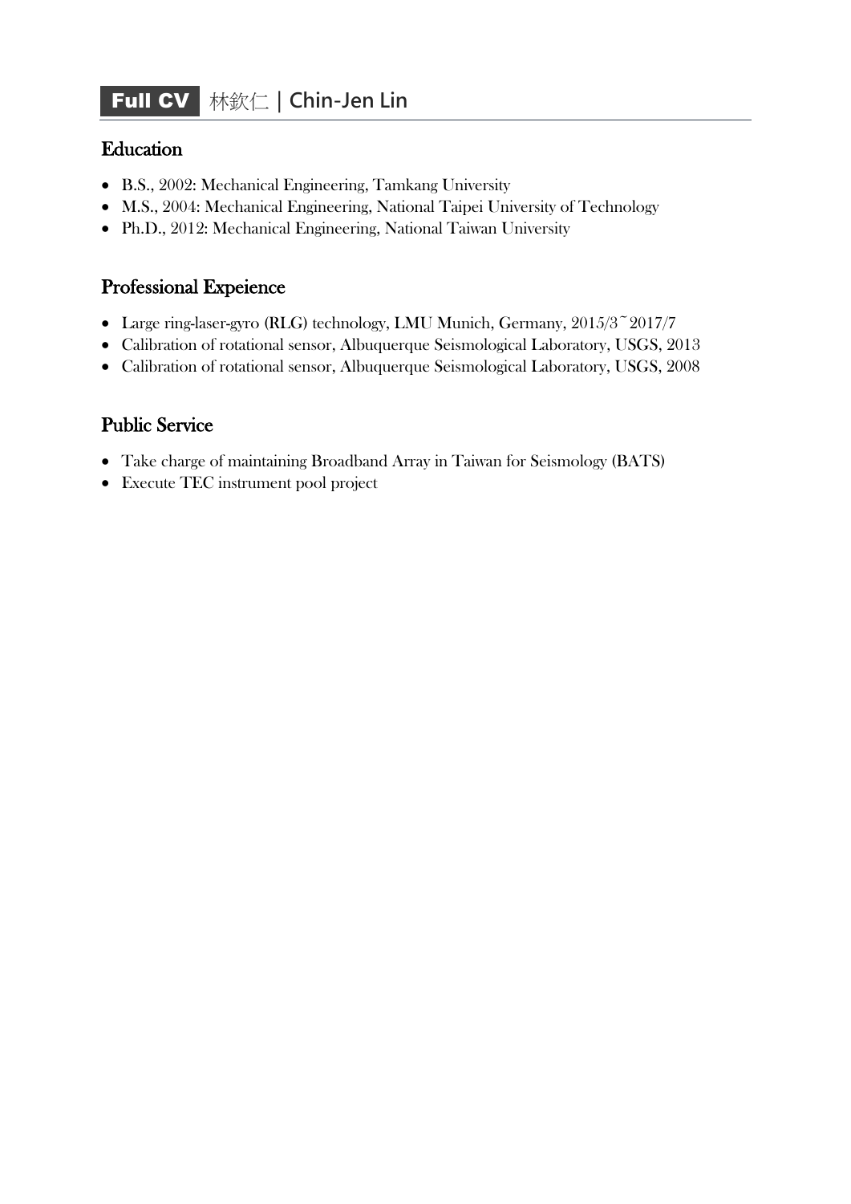# Full CV 林欽仁 | Chin-Jen Lin

## Education

- B.S., 2002: Mechanical Engineering, Tamkang University
- M.S., 2004: Mechanical Engineering, National Taipei University of Technology
- Ph.D., 2012: Mechanical Engineering, National Taiwan University

## Professional Expeience

- Large ring-laser-gyro (RLG) technology, LMU Munich, Germany, 2015/3~2017/7
- Calibration of rotational sensor, Albuquerque Seismological Laboratory, USGS, 2013
- Calibration of rotational sensor, Albuquerque Seismological Laboratory, USGS, 2008

## Public Service

- Take charge of maintaining Broadband Array in Taiwan for Seismology (BATS)
- Execute TEC instrument pool project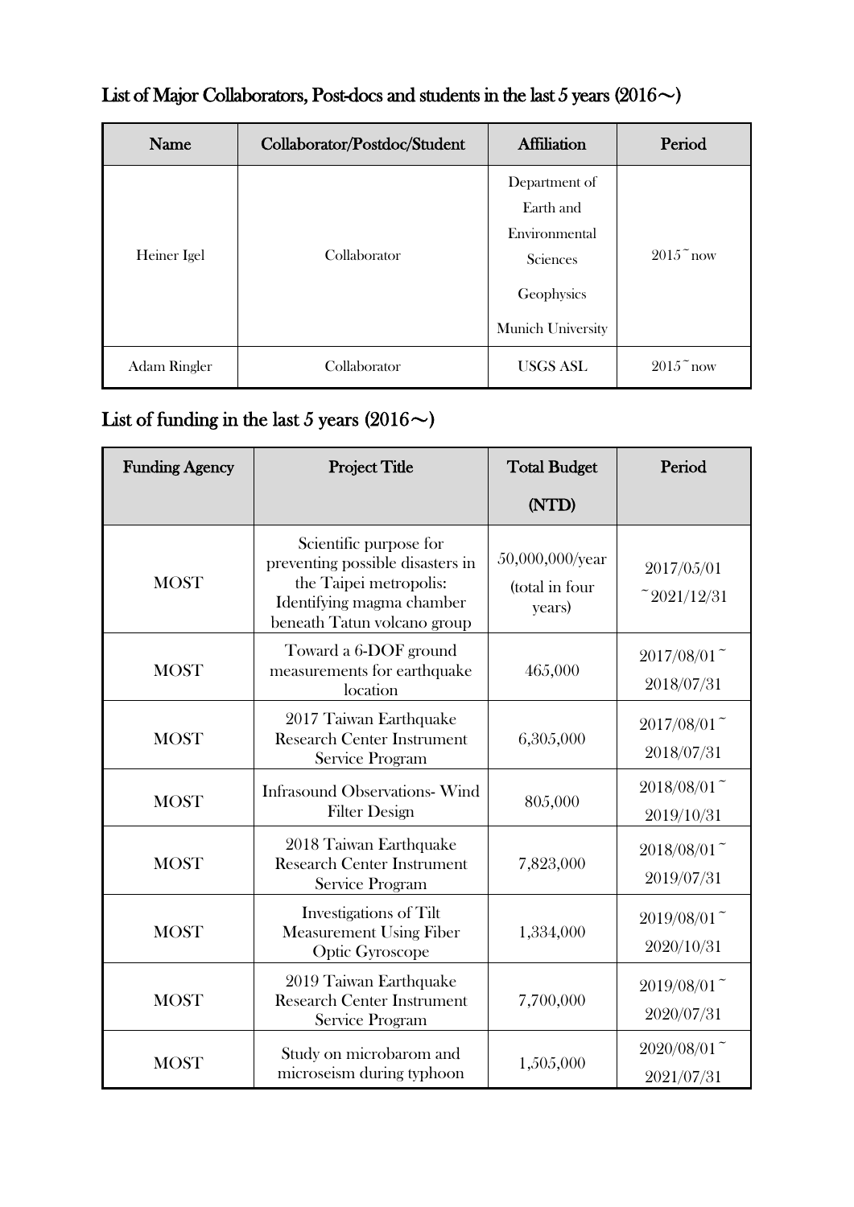## List of Major Collaborators, Post-docs and students in the last 5 years (2016～)

| Name | Collaborator/Postdoc/Student | Affiliation | Period |
|---|---|---|---|
| Heiner Igel | Collaborator | Department of Earth and Environmental Sciences Geophysics Munich University | 2015~ now |
| Adam Ringler | Collaborator | USGS ASL | 2015~ now |

## List of funding in the last 5 years (2016～)

| Funding Agency | Project Title | Total Budget (NTD) | Period |
|---|---|---|---|
| MOST | Scientific purpose for preventing possible disasters in the Taipei metropolis: Identifying magma chamber beneath Tatun volcano group | 50,000,000/year (total in four years) | 2017/05/01 ~2021/12/31 |
| MOST | Toward a 6-DOF ground measurements for earthquake location | 465,000 | 2017/08/01~ 2018/07/31 |
| MOST | 2017 Taiwan Earthquake Research Center Instrument Service Program | 6,305,000 | 2017/08/01~ 2018/07/31 |
| MOST | Infrasound Observations- Wind Filter Design | 805,000 | 2018/08/01~ 2019/10/31 |
| MOST | 2018 Taiwan Earthquake Research Center Instrument Service Program | 7,823,000 | 2018/08/01~ 2019/07/31 |
| MOST | Investigations of Tilt Measurement Using Fiber Optic Gyroscope | 1,334,000 | 2019/08/01~ 2020/10/31 |
| MOST | 2019 Taiwan Earthquake Research Center Instrument Service Program | 7,700,000 | 2019/08/01~ 2020/07/31 |
| MOST | Study on microbarom and microseism during typhoon | 1,505,000 | 2020/08/01~ 2021/07/31 |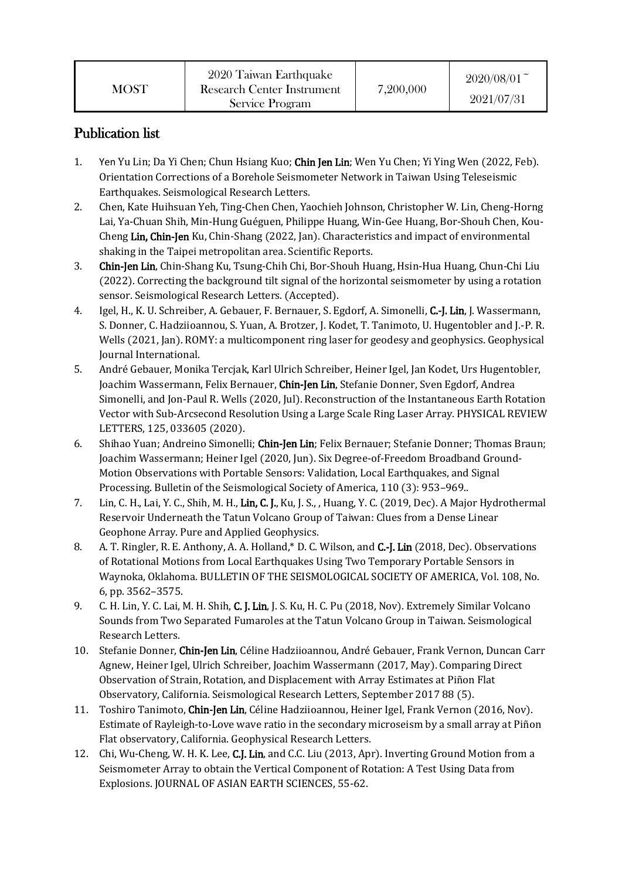| MOST | 2020 Taiwan Earthquake Research Center Instrument Service Program | 7,200,000 | 2020/08/01~ 2021/07/31 |
|---|---|---|---|

## Publication list

1. Yen Yu Lin; Da Yi Chen; Chun Hsiang Kuo; **Chin Jen Lin**; Wen Yu Chen; Yi Ying Wen (2022, Feb). Orientation Corrections of a Borehole Seismometer Network in Taiwan Using Teleseismic Earthquakes. Seismological Research Letters.
2. Chen, Kate Huihsuan Yeh, Ting-Chen Chen, Yaochieh Johnson, Christopher W. Lin, Cheng-Horng Lai, Ya-Chuan Shih, Min-Hung Guéguen, Philippe Huang, Win-Gee Huang, Bor-Shouh Chen, Kou-Cheng **Lin, Chin-Jen** Ku, Chin-Shang (2022, Jan). Characteristics and impact of environmental shaking in the Taipei metropolitan area. Scientific Reports.
3. **Chin-Jen Lin**, Chin-Shang Ku, Tsung-Chih Chi, Bor-Shouh Huang, Hsin-Hua Huang, Chun-Chi Liu (2022). Correcting the background tilt signal of the horizontal seismometer by using a rotation sensor. Seismological Research Letters. (Accepted).
4. Igel, H., K. U. Schreiber, A. Gebauer, F. Bernauer, S. Egdorf, A. Simonelli, **C.-J. Lin**, J. Wassermann, S. Donner, C. Hadziioannou, S. Yuan, A. Brotzer, J. Kodet, T. Tanimoto, U. Hugentobler and J.-P. R. Wells (2021, Jan). ROMY: a multicomponent ring laser for geodesy and geophysics. Geophysical Journal International.
5. André Gebauer, Monika Tercjak, Karl Ulrich Schreiber, Heiner Igel, Jan Kodet, Urs Hugentobler, Joachim Wassermann, Felix Bernauer, **Chin-Jen Lin**, Stefanie Donner, Sven Egdorf, Andrea Simonelli, and Jon-Paul R. Wells (2020, Jul). Reconstruction of the Instantaneous Earth Rotation Vector with Sub-Arcsecond Resolution Using a Large Scale Ring Laser Array. PHYSICAL REVIEW LETTERS, 125, 033605 (2020).
6. Shihao Yuan; Andreino Simonelli; **Chin-Jen Lin**; Felix Bernauer; Stefanie Donner; Thomas Braun; Joachim Wassermann; Heiner Igel (2020, Jun). Six Degree-of-Freedom Broadband Ground-Motion Observations with Portable Sensors: Validation, Local Earthquakes, and Signal Processing. Bulletin of the Seismological Society of America, 110 (3): 953–969..
7. Lin, C. H., Lai, Y. C., Shih, M. H., **Lin, C. J.**, Ku, J. S., , Huang, Y. C. (2019, Dec). A Major Hydrothermal Reservoir Underneath the Tatun Volcano Group of Taiwan: Clues from a Dense Linear Geophone Array. Pure and Applied Geophysics.
8. A. T. Ringler, R. E. Anthony, A. A. Holland,* D. C. Wilson, and **C.-J. Lin** (2018, Dec). Observations of Rotational Motions from Local Earthquakes Using Two Temporary Portable Sensors in Waynoka, Oklahoma. BULLETIN OF THE SEISMOLOGICAL SOCIETY OF AMERICA, Vol. 108, No. 6, pp. 3562–3575.
9. C. H. Lin, Y. C. Lai, M. H. Shih, **C. J. Lin**, J. S. Ku, H. C. Pu (2018, Nov). Extremely Similar Volcano Sounds from Two Separated Fumaroles at the Tatun Volcano Group in Taiwan. Seismological Research Letters.
10. Stefanie Donner, **Chin-Jen Lin**, Céline Hadziioannou, André Gebauer, Frank Vernon, Duncan Carr Agnew, Heiner Igel, Ulrich Schreiber, Joachim Wassermann (2017, May). Comparing Direct Observation of Strain, Rotation, and Displacement with Array Estimates at Piñon Flat Observatory, California. Seismological Research Letters, September 2017 88 (5).
11. Toshiro Tanimoto, **Chin-Jen Lin**, Céline Hadziioannou, Heiner Igel, Frank Vernon (2016, Nov). Estimate of Rayleigh-to-Love wave ratio in the secondary microseism by a small array at Piñon Flat observatory, California. Geophysical Research Letters.
12. Chi, Wu-Cheng, W. H. K. Lee, **C.J. Lin**, and C.C. Liu (2013, Apr). Inverting Ground Motion from a Seismometer Array to obtain the Vertical Component of Rotation: A Test Using Data from Explosions. JOURNAL OF ASIAN EARTH SCIENCES, 55-62.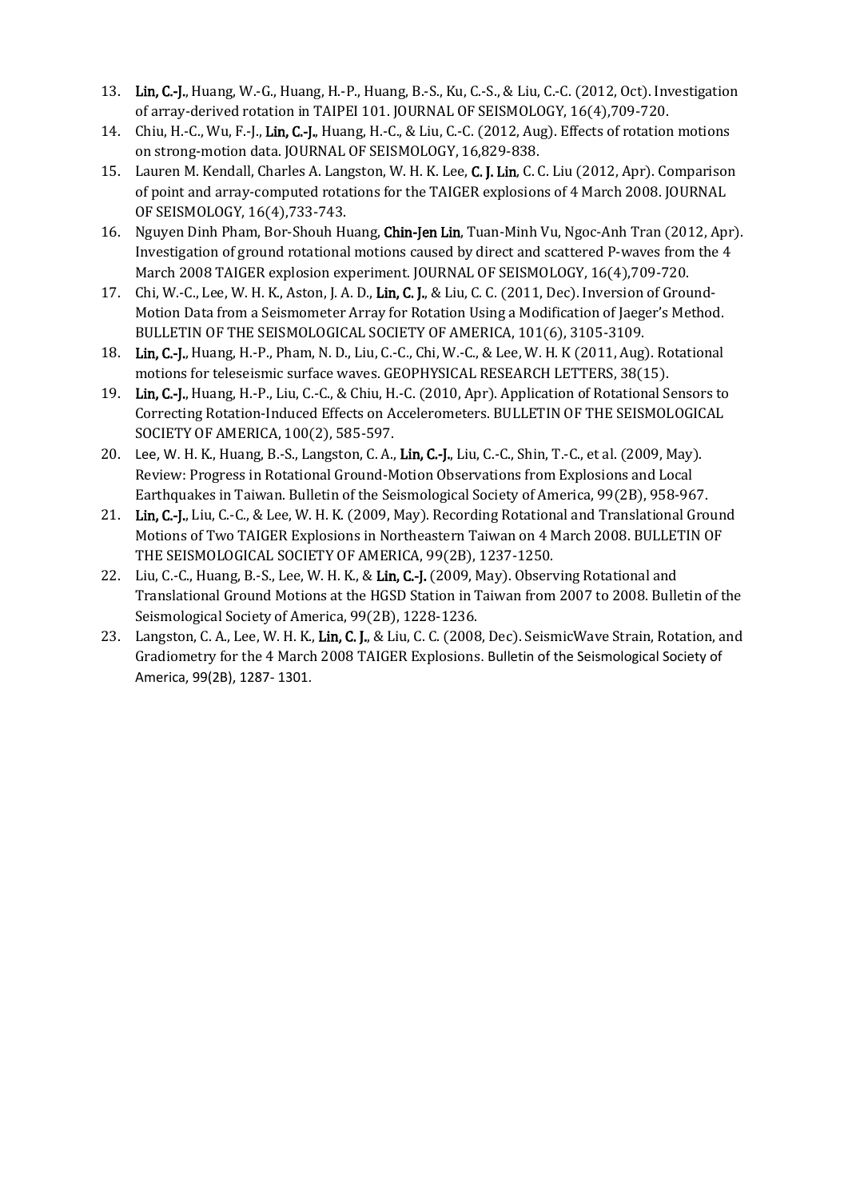13. **Lin, C.-J.**, Huang, W.-G., Huang, H.-P., Huang, B.-S., Ku, C.-S., & Liu, C.-C. (2012, Oct). Investigation of array-derived rotation in TAIPEI 101. JOURNAL OF SEISMOLOGY, 16(4),709-720.
14. Chiu, H.-C., Wu, F.-J., **Lin, C.-J.**, Huang, H.-C., & Liu, C.-C. (2012, Aug). Effects of rotation motions on strong-motion data. JOURNAL OF SEISMOLOGY, 16,829-838.
15. Lauren M. Kendall, Charles A. Langston, W. H. K. Lee, **C. J. Lin**, C. C. Liu (2012, Apr). Comparison of point and array-computed rotations for the TAIGER explosions of 4 March 2008. JOURNAL OF SEISMOLOGY, 16(4),733-743.
16. Nguyen Dinh Pham, Bor-Shouh Huang, **Chin-Jen Lin**, Tuan-Minh Vu, Ngoc-Anh Tran (2012, Apr). Investigation of ground rotational motions caused by direct and scattered P-waves from the 4 March 2008 TAIGER explosion experiment. JOURNAL OF SEISMOLOGY, 16(4),709-720.
17. Chi, W.-C., Lee, W. H. K., Aston, J. A. D., **Lin, C. J.**, & Liu, C. C. (2011, Dec). Inversion of Ground-Motion Data from a Seismometer Array for Rotation Using a Modification of Jaeger's Method. BULLETIN OF THE SEISMOLOGICAL SOCIETY OF AMERICA, 101(6), 3105-3109.
18. **Lin, C.-J.**, Huang, H.-P., Pham, N. D., Liu, C.-C., Chi, W.-C., & Lee, W. H. K (2011, Aug). Rotational motions for teleseismic surface waves. GEOPHYSICAL RESEARCH LETTERS, 38(15).
19. **Lin, C.-J.**, Huang, H.-P., Liu, C.-C., & Chiu, H.-C. (2010, Apr). Application of Rotational Sensors to Correcting Rotation-Induced Effects on Accelerometers. BULLETIN OF THE SEISMOLOGICAL SOCIETY OF AMERICA, 100(2), 585-597.
20. Lee, W. H. K., Huang, B.-S., Langston, C. A., **Lin, C.-J.**, Liu, C.-C., Shin, T.-C., et al. (2009, May). Review: Progress in Rotational Ground-Motion Observations from Explosions and Local Earthquakes in Taiwan. Bulletin of the Seismological Society of America, 99(2B), 958-967.
21. **Lin, C.-J.**, Liu, C.-C., & Lee, W. H. K. (2009, May). Recording Rotational and Translational Ground Motions of Two TAIGER Explosions in Northeastern Taiwan on 4 March 2008. BULLETIN OF THE SEISMOLOGICAL SOCIETY OF AMERICA, 99(2B), 1237-1250.
22. Liu, C.-C., Huang, B.-S., Lee, W. H. K., & **Lin, C.-J.** (2009, May). Observing Rotational and Translational Ground Motions at the HGSD Station in Taiwan from 2007 to 2008. Bulletin of the Seismological Society of America, 99(2B), 1228-1236.
23. Langston, C. A., Lee, W. H. K., **Lin, C. J.**, & Liu, C. C. (2008, Dec). SeismicWave Strain, Rotation, and Gradiometry for the 4 March 2008 TAIGER Explosions. Bulletin of the Seismological Society of America, 99(2B), 1287- 1301.